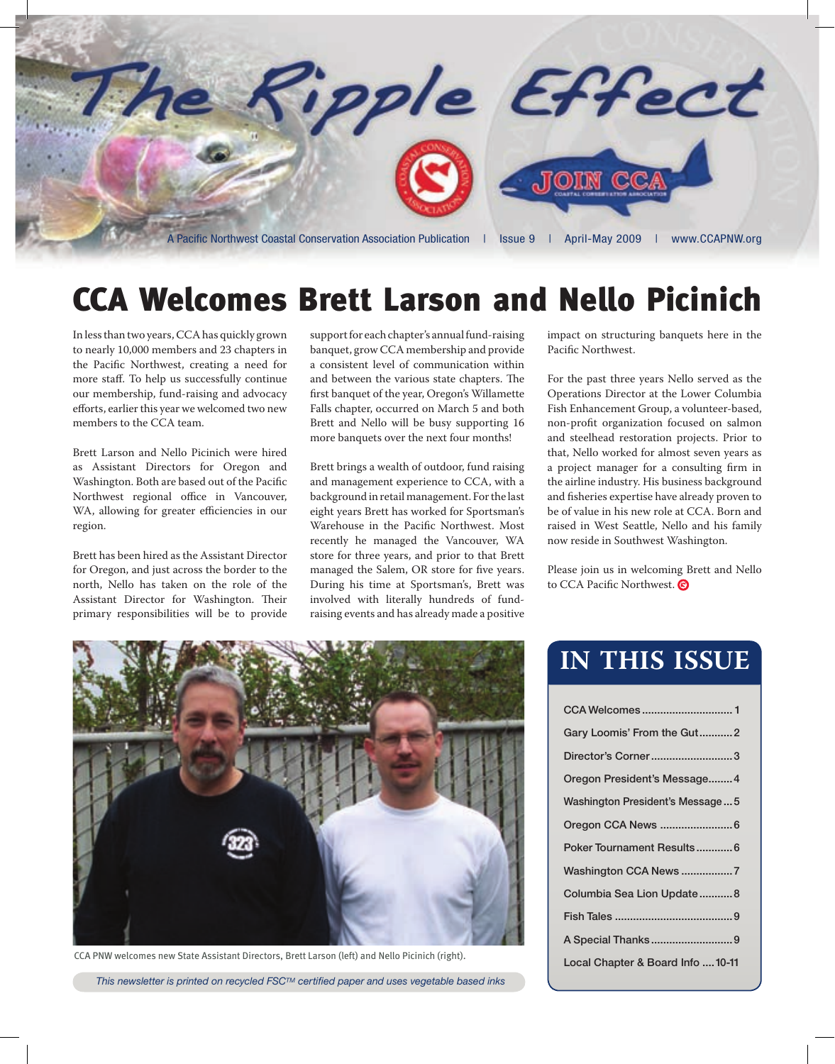# The Ripple Effect

A Pacific Northwest Coastal Conservation Association Publication | Issue 9 | April-May 2009 | www.CCAPNW.org

## CCA Welcomes Brett Larson and Nello Picinich

In less than two years, CCA has quickly grown to nearly 10,000 members and 23 chapters in the Pacific Northwest, creating a need for more staff. To help us successfully continue our membership, fund-raising and advocacy efforts, earlier this year we welcomed two new members to the CCA team.

Brett Larson and Nello Picinich were hired as Assistant Directors for Oregon and Washington. Both are based out of the Pacific Northwest regional office in Vancouver, WA, allowing for greater efficiencies in our region.

Brett has been hired as the Assistant Director for Oregon, and just across the border to the north, Nello has taken on the role of the Assistant Director for Washington. Their primary responsibilities will be to provide support for each chapter's annual fund-raising banquet, grow CCA membership and provide a consistent level of communication within and between the various state chapters. The first banquet of the year, Oregon's Willamette Falls chapter, occurred on March 5 and both Brett and Nello will be busy supporting 16 more banquets over the next four months!

Brett brings a wealth of outdoor, fund raising and management experience to CCA, with a background in retail management. For the last eight years Brett has worked for Sportsman's Warehouse in the Pacific Northwest. Most recently he managed the Vancouver, WA store for three years, and prior to that Brett managed the Salem, OR store for five years. During his time at Sportsman's, Brett was involved with literally hundreds of fund-raising events and has already made a positive impact on structuring banquets here in the Pacific Northwest.

For the past three years Nello served as the Operations Director at the Lower Columbia Fish Enhancement Group, a volunteer-based, non-profit organization focused on salmon and steelhead restoration projects. Prior to that, Nello worked for almost seven years as a project manager for a consulting firm in the airline industry. His business background and fisheries expertise have already proven to be of value in his new role at CCA. Born and raised in West Seattle, Nello and his family now reside in Southwest Washington.

Please join us in welcoming Brett and Nello to CCA Pacific Northwest.

CCA PNW welcomes new State Assistant Directors, Brett Larson (left) and Nello Picinich (right).

*This newsletter is printed on recycled FSC™ certified paper and uses vegetable based inks*

## IN THIS ISSUE

- CCA Welcomes .......... 1
- Gary Loomis' From the Gut .......... 2
- Director's Corner .......... 3
- Oregon President's Message .......... 4
- Washington President's Message .......... 5
- Oregon CCA News .......... 6
- Poker Tournament Results .......... 6
- Washington CCA News .......... 7
- Columbia Sea Lion Update .......... 8
- Fish Tales .......... 9
- A Special Thanks .......... 9
- Local Chapter & Board Info .......... 10-11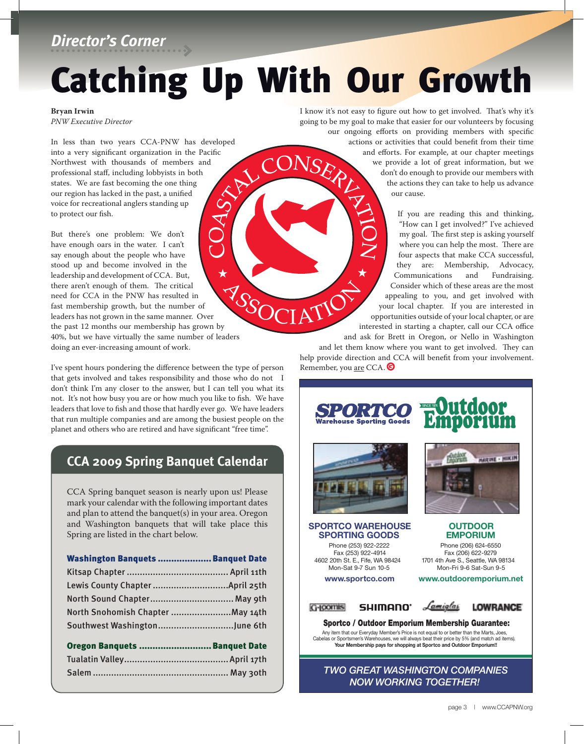*Director's Corner*

# Catching Up With Our Growth

**Bryan Irwin**
*PNW Executive Director*

In less than two years CCA-PNW has developed into a very significant organization in the Pacific Northwest with thousands of members and professional staff, including lobbyists in both states. We are fast becoming the one thing our region has lacked in the past, a unified voice for recreational anglers standing up to protect our fish.

But there's one problem: We don't have enough oars in the water. I can't say enough about the people who have stood up and become involved in the leadership and development of CCA. But, there aren't enough of them. The critical need for CCA in the PNW has resulted in fast membership growth, but the number of leaders has not grown in the same manner. Over the past 12 months our membership has grown by 40%, but we have virtually the same number of leaders doing an ever-increasing amount of work.

I've spent hours pondering the difference between the type of person that gets involved and takes responsibility and those who do not I don't think I'm any closer to the answer, but I can tell you what its not. It's not how busy you are or how much you like to fish. We have leaders that love to fish and those that hardly ever go. We have leaders that run multiple companies and are among the busiest people on the planet and others who are retired and have significant "free time".

I know it's not easy to figure out how to get involved. That's why it's going to be my goal to make that easier for our volunteers by focusing our ongoing efforts on providing members with specific actions or activities that could benefit from their time and efforts. For example, at our chapter meetings we provide a lot of great information, but we don't do enough to provide our members with the actions they can take to help us advance our cause.

If you are reading this and thinking, "How can I get involved?" I've achieved my goal. The first step is asking yourself where you can help the most. There are four aspects that make CCA successful, they are: Membership, Advocacy, Communications and Fundraising. Consider which of these areas are the most appealing to you, and get involved with your local chapter. If you are interested in opportunities outside of your local chapter, or are interested in starting a chapter, call our CCA office and ask for Brett in Oregon, or Nello in Washington and let them know where you want to get involved. They can help provide direction and CCA will benefit from your involvement. Remember, you are CCA.

## CCA 2009 Spring Banquet Calendar

CCA Spring banquet season is nearly upon us! Please mark your calendar with the following important dates and plan to attend the banquet(s) in your area. Oregon and Washington banquets that will take place this Spring are listed in the chart below.

| Washington Banquets | Banquet Date |
|---|---|
| Kitsap Chapter | April 11th |
| Lewis County Chapter | April 25th |
| North Sound Chapter | May 9th |
| North Snohomish Chapter | May 14th |
| Southwest Washington | June 6th |

| Oregon Banquets | Banquet Date |
|---|---|
| Tualatin Valley | April 17th |
| Salem | May 30th |

SPORTCO Warehouse Sporting Goods | Outdoor Emporium

**SPORTCO WAREHOUSE SPORTING GOODS**
Phone (253) 922-2222
Fax (253) 922-4914
4602 20th St. E., Fife, WA 98424
Mon-Sat 9-7 Sun 10-5
www.sportco.com

**OUTDOOR EMPORIUM**
Phone (206) 624-6550
Fax (206) 622-9279
1701 4th Ave S., Seattle, WA 98134
Mon-Fri 9-6 Sat-Sun 9-5
www.outdooremporium.net

G-Loomis SHIMANO Lamiglas LOWRANCE

**Sportco / Outdoor Emporium Membership Guarantee:**
Any item that our Everyday Member's Price is not equal to or better than the Marts, Joes, Cabelas or Sportsmen's Warehouses, we will always beat their price by 5% (and match ad items).
**Your Membership pays for shopping at Sportco and Outdoor Emporium!!**

*TWO GREAT WASHINGTON COMPANIES NOW WORKING TOGETHER!*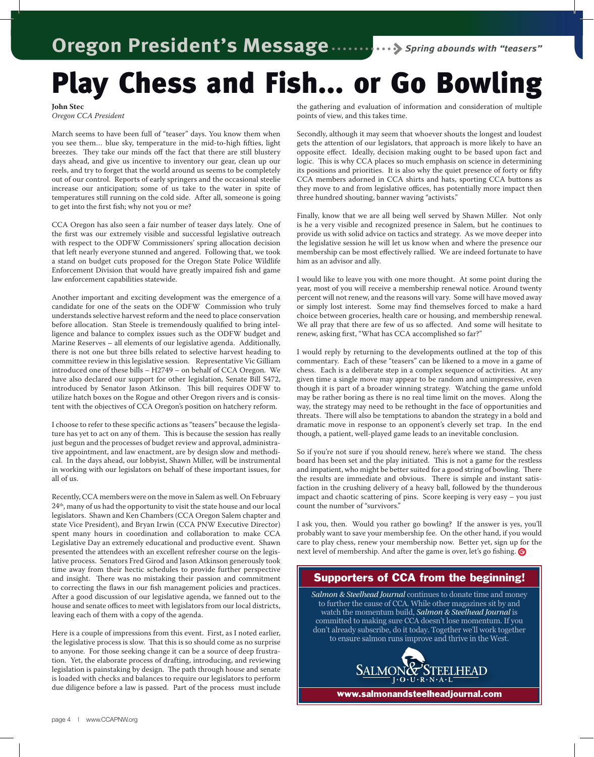## Oregon President's Message ·········· Spring abounds with "teasers"

# Play Chess and Fish... or Go Bowling

**John Stec**
*Oregon CCA President*

March seems to have been full of "teaser" days. You know them when you see them... blue sky, temperature in the mid-to-high fifties, light breezes. They take our minds off the fact that there are still blustery days ahead, and give us incentive to inventory our gear, clean up our reels, and try to forget that the world around us seems to be completely out of our control. Reports of early springers and the occasional steelie increase our anticipation; some of us take to the water in spite of temperatures still running on the cold side. After all, someone is going to get into the first fish; why not you or me?

CCA Oregon has also seen a fair number of teaser days lately. One of the first was our extremely visible and successful legislative outreach with respect to the ODFW Commissioners' spring allocation decision that left nearly everyone stunned and angered. Following that, we took a stand on budget cuts proposed for the Oregon State Police Wildlife Enforcement Division that would have greatly impaired fish and game law enforcement capabilities statewide.

Another important and exciting development was the emergence of a candidate for one of the seats on the ODFW Commission who truly understands selective harvest reform and the need to place conservation before allocation. Stan Steele is tremendously qualified to bring intelligence and balance to complex issues such as the ODFW budget and Marine Reserves – all elements of our legislative agenda. Additionally, there is not one but three bills related to selective harvest heading to committee review in this legislative session. Representative Vic Gilliam introduced one of these bills – H2749 – on behalf of CCA Oregon. We have also declared our support for other legislation, Senate Bill S472, introduced by Senator Jason Atkinson. This bill requires ODFW to utilize hatch boxes on the Rogue and other Oregon rivers and is consistent with the objectives of CCA Oregon's position on hatchery reform.

I choose to refer to these specific actions as "teasers" because the legislature has yet to act on any of them. This is because the session has really just begun and the processes of budget review and approval, administrative appointment, and law enactment, are by design slow and methodical. In the days ahead, our lobbyist, Shawn Miller, will be instrumental in working with our legislators on behalf of these important issues, for all of us.

Recently, CCA members were on the move in Salem as well. On February 24th, many of us had the opportunity to visit the state house and our local legislators. Shawn and Ken Chambers (CCA Oregon Salem chapter and state Vice President), and Bryan Irwin (CCA PNW Executive Director) spent many hours in coordination and collaboration to make CCA Legislative Day an extremely educational and productive event. Shawn presented the attendees with an excellent refresher course on the legislative process. Senators Fred Girod and Jason Atkinson generously took time away from their hectic schedules to provide further perspective and insight. There was no mistaking their passion and commitment to correcting the flaws in our fish management policies and practices. After a good discussion of our legislative agenda, we fanned out to the house and senate offices to meet with legislators from our local districts, leaving each of them with a copy of the agenda.

Here is a couple of impressions from this event. First, as I noted earlier, the legislative process is slow. That this is so should come as no surprise to anyone. For those seeking change it can be a source of deep frustration. Yet, the elaborate process of drafting, introducing, and reviewing legislation is painstaking by design. The path through house and senate is loaded with checks and balances to require our legislators to perform due diligence before a law is passed. Part of the process must include the gathering and evaluation of information and consideration of multiple points of view, and this takes time.

Secondly, although it may seem that whoever shouts the longest and loudest gets the attention of our legislators, that approach is more likely to have an opposite effect. Ideally, decision making ought to be based upon fact and logic. This is why CCA places so much emphasis on science in determining its positions and priorities. It is also why the quiet presence of forty or fifty CCA members adorned in CCA shirts and hats, sporting CCA buttons as they move to and from legislative offices, has potentially more impact then three hundred shouting, banner waving "activists."

Finally, know that we are all being well served by Shawn Miller. Not only is he a very visible and recognized presence in Salem, but he continues to provide us with solid advice on tactics and strategy. As we move deeper into the legislative session he will let us know when and where the presence our membership can be most effectively rallied. We are indeed fortunate to have him as an advisor and ally.

I would like to leave you with one more thought. At some point during the year, most of you will receive a membership renewal notice. Around twenty percent will not renew, and the reasons will vary. Some will have moved away or simply lost interest. Some may find themselves forced to make a hard choice between groceries, health care or housing, and membership renewal. We all pray that there are few of us so affected. And some will hesitate to renew, asking first, "What has CCA accomplished so far?"

I would reply by returning to the developments outlined at the top of this commentary. Each of these "teasers" can be likened to a move in a game of chess. Each is a deliberate step in a complex sequence of activities. At any given time a single move may appear to be random and unimpressive, even though it is part of a broader winning strategy. Watching the game unfold may be rather boring as there is no real time limit on the moves. Along the way, the strategy may need to be rethought in the face of opportunities and threats. There will also be temptations to abandon the strategy in a bold and dramatic move in response to an opponent's cleverly set trap. In the end though, a patient, well-played game leads to an inevitable conclusion.

So if you're not sure if you should renew, here's where we stand. The chess board has been set and the play initiated. This is not a game for the restless and impatient, who might be better suited for a good string of bowling. There the results are immediate and obvious. There is simple and instant satisfaction in the crushing delivery of a heavy ball, followed by the thunderous impact and chaotic scattering of pins. Score keeping is very easy – you just count the number of "survivors."

I ask you, then. Would you rather go bowling? If the answer is yes, you'll probably want to save your membership fee. On the other hand, if you would care to play chess, renew your membership now. Better yet, sign up for the next level of membership. And after the game is over, let's go fishing.

## Supporters of CCA from the beginning!

*Salmon & Steelhead Journal* continues to donate time and money to further the cause of CCA. While other magazines sit by and watch the momentum build, ***Salmon & Steelhead Journal*** is committed to making sure CCA doesn't lose momentum. If you don't already subscribe, do it today. Together we'll work together to ensure salmon runs improve and thrive in the West.

SALMON & STEELHEAD JOURNAL

**www.salmonandsteelheadjournal.com**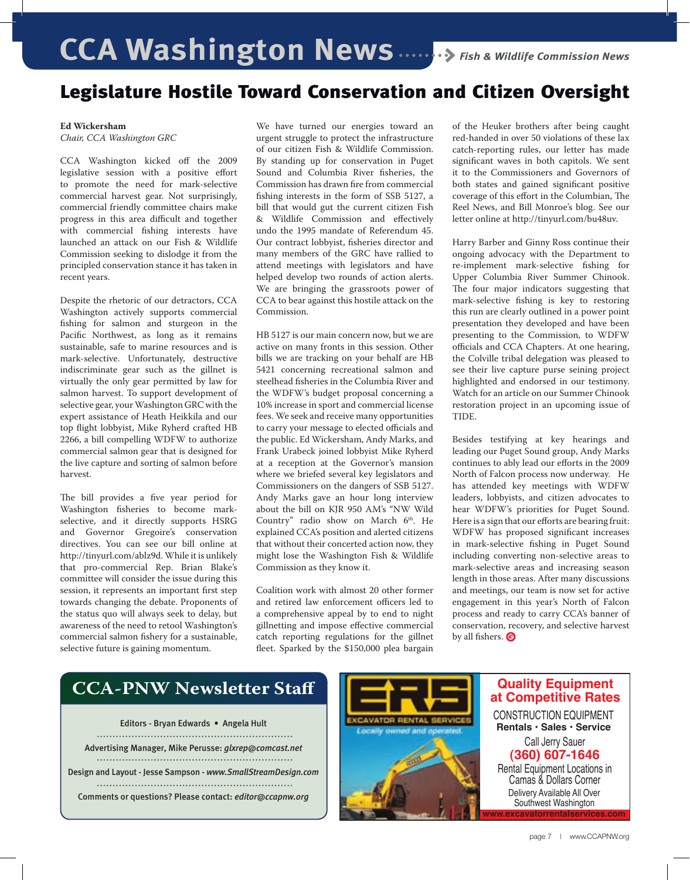# CCA Washington News

Fish & Wildlife Commission News

## Legislature Hostile Toward Conservation and Citizen Oversight

**Ed Wickersham**
*Chair, CCA Washington GRC*

CCA Washington kicked off the 2009 legislative session with a positive effort to promote the need for mark-selective commercial harvest gear. Not surprisingly, commercial friendly committee chairs make progress in this area difficult and together with commercial fishing interests have launched an attack on our Fish & Wildlife Commission seeking to dislodge it from the principled conservation stance it has taken in recent years.

Despite the rhetoric of our detractors, CCA Washington actively supports commercial fishing for salmon and sturgeon in the Pacific Northwest, as long as it remains sustainable, safe to marine resources and is mark-selective. Unfortunately, destructive indiscriminate gear such as the gillnet is virtually the only gear permitted by law for salmon harvest. To support development of selective gear, your Washington GRC with the expert assistance of Heath Heikkila and our top flight lobbyist, Mike Ryherd crafted HB 2266, a bill compelling WDFW to authorize commercial salmon gear that is designed for the live capture and sorting of salmon before harvest.

The bill provides a five year period for Washington fisheries to become mark-selective, and it directly supports HSRG and Governor Gregoire's conservation directives. You can see our bill online at http://tinyurl.com/ablz9d. While it is unlikely that pro-commercial Rep. Brian Blake's committee will consider the issue during this session, it represents an important first step towards changing the debate. Proponents of the status quo will always seek to delay, but awareness of the need to retool Washington's commercial salmon fishery for a sustainable, selective future is gaining momentum.

We have turned our energies toward an urgent struggle to protect the infrastructure of our citizen Fish & Wildlife Commission. By standing up for conservation in Puget Sound and Columbia River fisheries, the Commission has drawn fire from commercial fishing interests in the form of SSB 5127, a bill that would gut the current citizen Fish & Wildlife Commission and effectively undo the 1995 mandate of Referendum 45. Our contract lobbyist, fisheries director and many members of the GRC have rallied to attend meetings with legislators and have helped develop two rounds of action alerts. We are bringing the grassroots power of CCA to bear against this hostile attack on the Commission.

HB 5127 is our main concern now, but we are active on many fronts in this session. Other bills we are tracking on your behalf are HB 5421 concerning recreational salmon and steelhead fisheries in the Columbia River and the WDFW's budget proposal concerning a 10% increase in sport and commercial license fees. We seek and receive many opportunities to carry your message to elected officials and the public. Ed Wickersham, Andy Marks, and Frank Urabeck joined lobbyist Mike Ryherd at a reception at the Governor's mansion where we briefed several key legislators and Commissioners on the dangers of SSB 5127. Andy Marks gave an hour long interview about the bill on KJR 950 AM's "NW Wild Country" radio show on March 6th. He explained CCA's position and alerted citizens that without their concerted action now, they might lose the Washington Fish & Wildlife Commission as they know it.

Coalition work with almost 20 other former and retired law enforcement officers led to a comprehensive appeal by to end to night gillnetting and impose effective commercial catch reporting regulations for the gillnet fleet. Sparked by the $150,000 plea bargain of the Heuker brothers after being caught red-handed in over 50 violations of these lax catch-reporting rules, our letter has made significant waves in both capitols. We sent it to the Commissioners and Governors of both states and gained significant positive coverage of this effort in the Columbian, The Reel News, and Bill Monroe's blog. See our letter online at http://tinyurl.com/bu48uv.

Harry Barber and Ginny Ross continue their ongoing advocacy with the Department to re-implement mark-selective fishing for Upper Columbia River Summer Chinook. The four major indicators suggesting that mark-selective fishing is key to restoring this run are clearly outlined in a power point presentation they developed and have been presenting to the Commission, to WDFW officials and CCA Chapters. At one hearing, the Colville tribal delegation was pleased to see their live capture purse seining project highlighted and endorsed in our testimony. Watch for an article on our Summer Chinook restoration project in an upcoming issue of TIDE.

Besides testifying at key hearings and leading our Puget Sound group, Andy Marks continues to ably lead our efforts in the 2009 North of Falcon process now underway. He has attended key meetings with WDFW leaders, lobbyists, and citizen advocates to hear WDFW's priorities for Puget Sound. Here is a sign that our efforts are bearing fruit: WDFW has proposed significant increases in mark-selective fishing in Puget Sound including converting non-selective areas to mark-selective areas and increasing season length in those areas. After many discussions and meetings, our team is now set for active engagement in this year's North of Falcon process and ready to carry CCA's banner of conservation, recovery, and selective harvest by all fishers.

## CCA-PNW Newsletter Staff

Editors - Bryan Edwards • Angela Hult

Advertising Manager, Mike Perusse: *glxrep@comcast.net*

Design and Layout - Jesse Sampson - *www.SmallStreamDesign.com*

Comments or questions? Please contact: *editor@ccapnw.org*

---

ERS Excavator Rental Services
Locally owned and operated.

**Quality Equipment at Competitive Rates**

CONSTRUCTION EQUIPMENT
**Rentals • Sales • Service**

Call Jerry Sauer
**(360) 607-1646**

Rental Equipment Locations in Camas & Dollars Corner

Delivery Available All Over Southwest Washington

www.excavatorrentalservices.com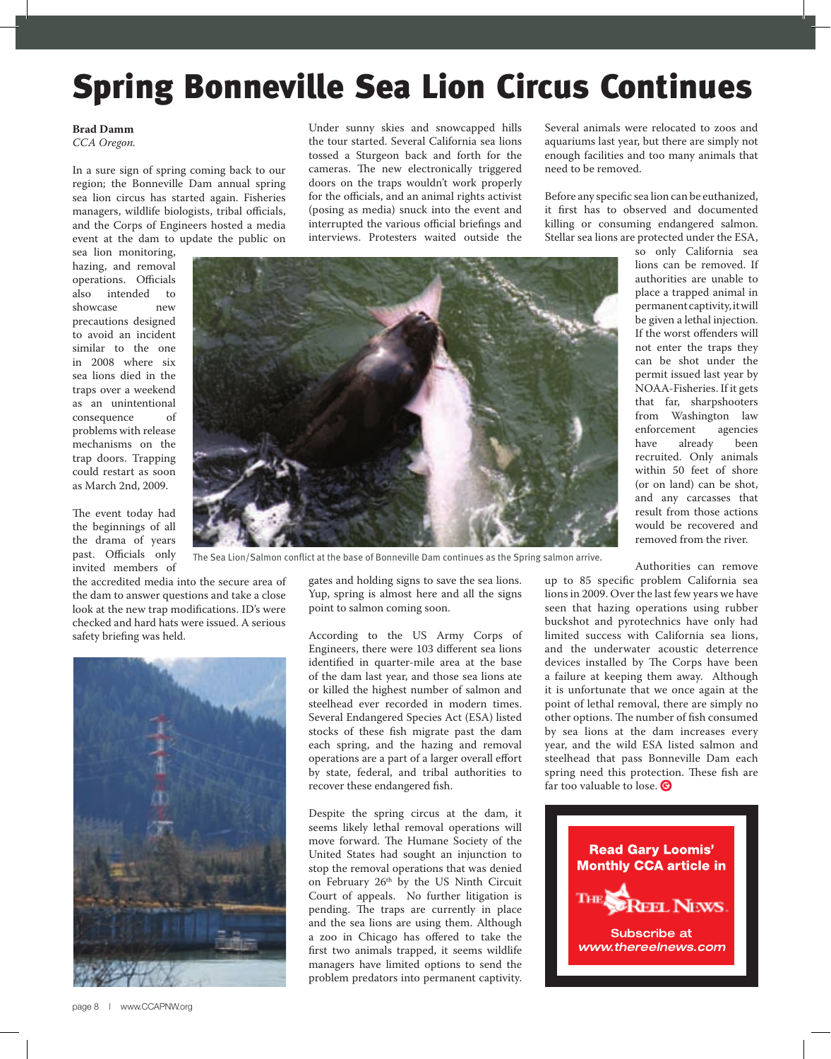# Spring Bonneville Sea Lion Circus Continues

**Brad Damm**
*CCA Oregon.*

In a sure sign of spring coming back to our region; the Bonneville Dam annual spring sea lion circus has started again. Fisheries managers, wildlife biologists, tribal officials, and the Corps of Engineers hosted a media event at the dam to update the public on sea lion monitoring, hazing, and removal operations. Officials also intended to showcase new precautions designed to avoid an incident similar to the one in 2008 where six sea lions died in the traps over a weekend as an unintentional consequence of problems with release mechanisms on the trap doors. Trapping could restart as soon as March 2nd, 2009.

The event today had the beginnings of all the drama of years past. Officials only invited members of the accredited media into the secure area of the dam to answer questions and take a close look at the new trap modifications. ID's were checked and hard hats were issued. A serious safety briefing was held.

Under sunny skies and snowcapped hills the tour started. Several California sea lions tossed a Sturgeon back and forth for the cameras. The new electronically triggered doors on the traps wouldn't work properly for the officials, and an animal rights activist (posing as media) snuck into the event and interrupted the various official briefings and interviews. Protesters waited outside the gates and holding signs to save the sea lions. Yup, spring is almost here and all the signs point to salmon coming soon.

The Sea Lion/Salmon conflict at the base of Bonneville Dam continues as the Spring salmon arrive.

According to the US Army Corps of Engineers, there were 103 different sea lions identified in quarter-mile area at the base of the dam last year, and those sea lions ate or killed the highest number of salmon and steelhead ever recorded in modern times. Several Endangered Species Act (ESA) listed stocks of these fish migrate past the dam each spring, and the hazing and removal operations are a part of a larger overall effort by state, federal, and tribal authorities to recover these endangered fish.

Despite the spring circus at the dam, it seems likely lethal removal operations will move forward. The Humane Society of the United States had sought an injunction to stop the removal operations that was denied on February 26th by the US Ninth Circuit Court of appeals. No further litigation is pending. The traps are currently in place and the sea lions are using them. Although a zoo in Chicago has offered to take the first two animals trapped, it seems wildlife managers have limited options to send the problem predators into permanent captivity. Several animals were relocated to zoos and aquariums last year, but there are simply not enough facilities and too many animals that need to be removed.

Before any specific sea lion can be euthanized, it first has to observed and documented killing or consuming endangered salmon. Stellar sea lions are protected under the ESA, so only California sea lions can be removed. If authorities are unable to place a trapped animal in permanent captivity, it will be given a lethal injection. If the worst offenders will not enter the traps they can be shot under the permit issued last year by NOAA-Fisheries. If it gets that far, sharpshooters from Washington law enforcement agencies have already been recruited. Only animals within 50 feet of shore (or on land) can be shot, and any carcasses that result from those actions would be recovered and removed from the river.

Authorities can remove up to 85 specific problem California sea lions in 2009. Over the last few years we have seen that hazing operations using rubber buckshot and pyrotechnics have only had limited success with California sea lions, and the underwater acoustic deterrence devices installed by The Corps have been a failure at keeping them away. Although it is unfortunate that we once again at the point of lethal removal, there are simply no other options. The number of fish consumed by sea lions at the dam increases every year, and the wild ESA listed salmon and steelhead that pass Bonneville Dam each spring need this protection. These fish are far too valuable to lose.

**Read Gary Loomis' Monthly CCA article in The Reel News**

**Subscribe at www.thereelnews.com**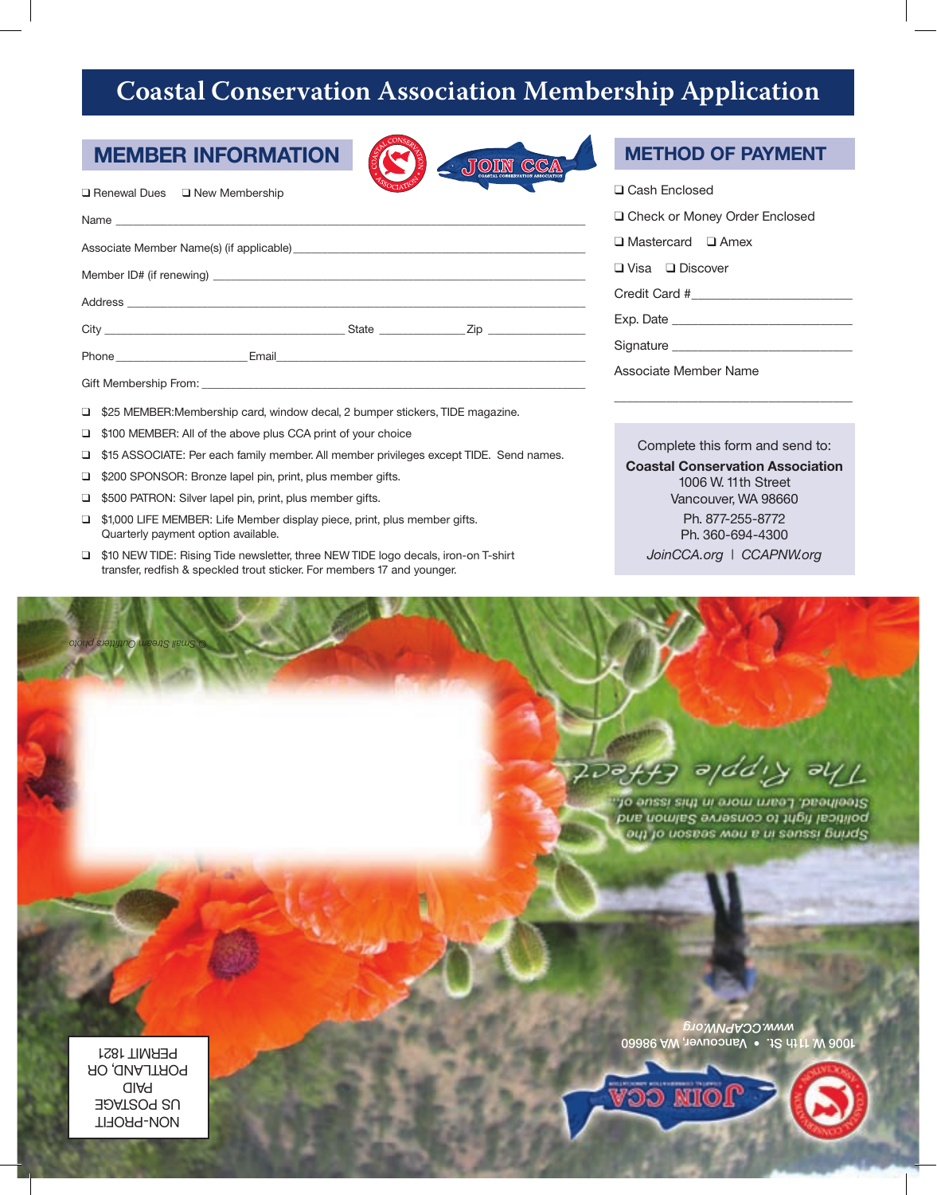# Coastal Conservation Association Membership Application

## MEMBER INFORMATION

JOIN CCA

❑ Renewal Dues ❑ New Membership

Name ______________________________

Associate Member Name(s) (if applicable) ______________________________

Member ID# (if renewing) ______________________________

Address ______________________________

City ______________________ State __________ Zip __________

Phone ______________ Email ______________________________

Gift Membership From: ______________________________

- ❑ $25 MEMBER:Membership card, window decal, 2 bumper stickers, TIDE magazine.
- ❑ $100 MEMBER: All of the above plus CCA print of your choice
- ❑ $15 ASSOCIATE: Per each family member. All member privileges except TIDE. Send names.
- ❑ $200 SPONSOR: Bronze lapel pin, print, plus member gifts.
- ❑ $500 PATRON: Silver lapel pin, print, plus member gifts.
- ❑ $1,000 LIFE MEMBER: Life Member display piece, print, plus member gifts. Quarterly payment option available.
- ❑ $10 NEW TIDE: Rising Tide newsletter, three NEW TIDE logo decals, iron-on T-shirt transfer, redfish & speckled trout sticker. For members 17 and younger.

## METHOD OF PAYMENT

❑ Cash Enclosed

❑ Check or Money Order Enclosed

❑ Mastercard ❑ Amex

❑ Visa ❑ Discover

Credit Card # ______________________

Exp. Date ______________________

Signature ______________________

Associate Member Name

______________________

Complete this form and send to:

**Coastal Conservation Association**
1006 W. 11th Street
Vancouver, WA 98660
Ph. 877-255-8772
Ph. 360-694-4300
*JoinCCA.org | CCAPNW.org*

© Small Stream Outfitters photo

*The Ripple Effect*

Spring issues in a new season of the political fight to conserve Salmon and Steelhead. Learn more in this issue of...

1006 W. 11th St. • Vancouver, WA 98660
www.CCAPNW.org

JOIN CCA

NON-PROFIT
US POSTAGE
PAID
PORTLAND, OR
PERMIT 1821